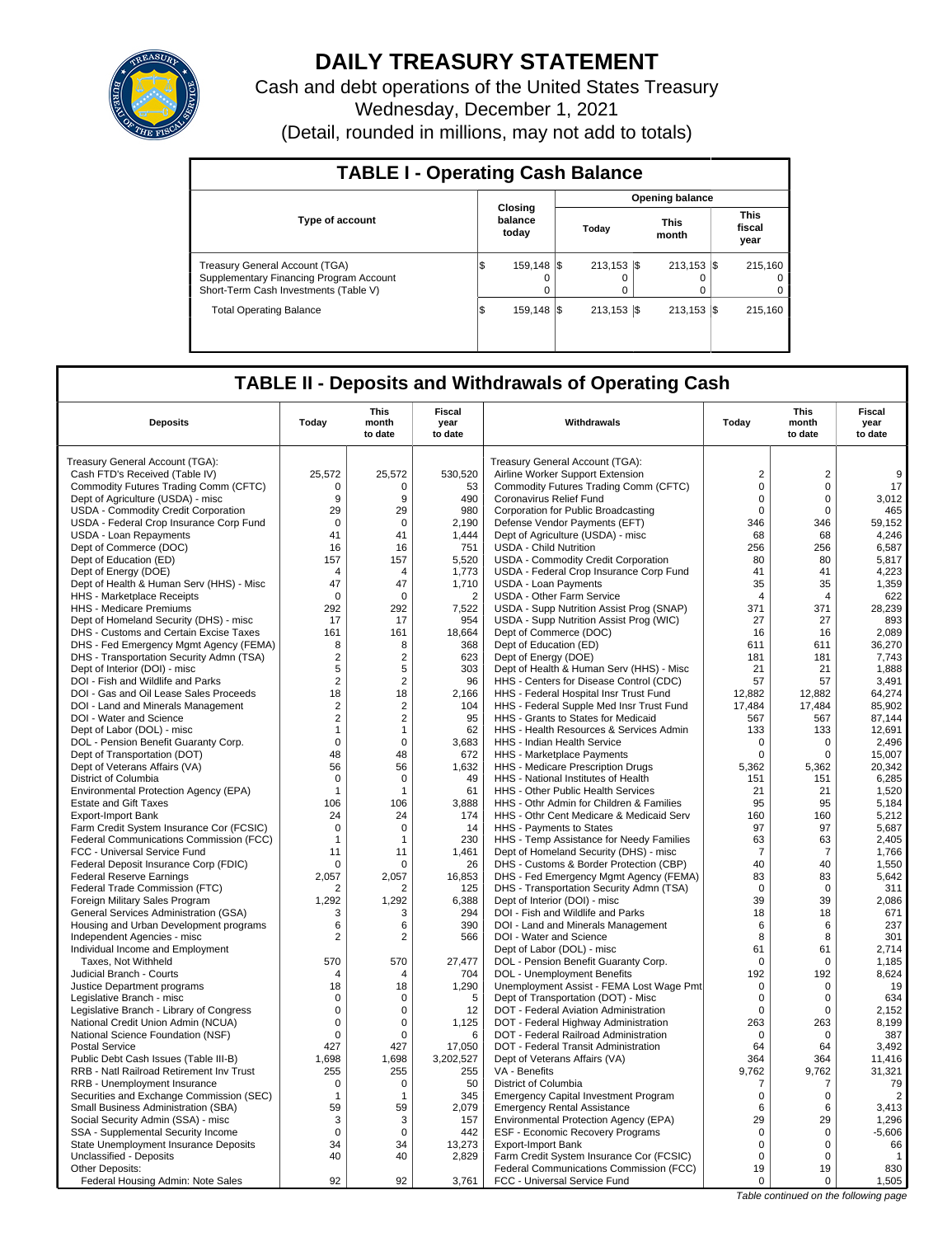# DAILY TREASURY STATEMENT

Cash and debt operations of the United States Treasury

Wednesday, December 1, 2021

(Detail, rounded in millions, may not add to totals)

## TABLE I - Operating Cash Balance

| Type of account | Closing balance today | Opening balance | | |
|---|---|---|---|---|
| | | Today | This month | This fiscal year |
| Treasury General Account (TGA) | $ 159,148 | $ 213,153 | $ 213,153 | $ 215,160 |
| Supplementary Financing Program Account | 0 | 0 | 0 | 0 |
| Short-Term Cash Investments (Table V) | 0 | 0 | 0 | 0 |
| Total Operating Balance | $ 159,148 | $ 213,153 | $ 213,153 | $ 215,160 |

## TABLE II - Deposits and Withdrawals of Operating Cash

| Deposits | Today | This month to date | Fiscal year to date | Withdrawals | Today | This month to date | Fiscal year to date |
|---|---|---|---|---|---|---|---|
| Treasury General Account (TGA): | | | | Treasury General Account (TGA): | | | |
| Cash FTD's Received (Table IV) | 25,572 | 25,572 | 530,520 | Airline Worker Support Extension | 2 | 2 | 9 |
| Commodity Futures Trading Comm (CFTC) | 0 | 0 | 53 | Commodity Futures Trading Comm (CFTC) | 0 | 0 | 17 |
| Dept of Agriculture (USDA) - misc | 9 | 9 | 490 | Coronavirus Relief Fund | 0 | 0 | 3,012 |
| USDA - Commodity Credit Corporation | 29 | 29 | 980 | Corporation for Public Broadcasting | 0 | 0 | 465 |
| USDA - Federal Crop Insurance Corp Fund | 0 | 0 | 2,190 | Defense Vendor Payments (EFT) | 346 | 346 | 59,152 |
| USDA - Loan Repayments | 41 | 41 | 1,444 | Dept of Agriculture (USDA) - misc | 68 | 68 | 4,246 |
| Dept of Commerce (DOC) | 16 | 16 | 751 | USDA - Child Nutrition | 256 | 256 | 6,587 |
| Dept of Education (ED) | 157 | 157 | 5,520 | USDA - Commodity Credit Corporation | 80 | 80 | 5,817 |
| Dept of Energy (DOE) | 4 | 4 | 1,773 | USDA - Federal Crop Insurance Corp Fund | 41 | 41 | 4,223 |
| Dept of Health & Human Serv (HHS) - Misc | 47 | 47 | 1,710 | USDA - Loan Payments | 35 | 35 | 1,359 |
| HHS - Marketplace Receipts | 0 | 0 | 2 | USDA - Other Farm Service | 4 | 4 | 622 |
| HHS - Medicare Premiums | 292 | 292 | 7,522 | USDA - Supp Nutrition Assist Prog (SNAP) | 371 | 371 | 28,239 |
| Dept of Homeland Security (DHS) - misc | 17 | 17 | 954 | USDA - Supp Nutrition Assist Prog (WIC) | 27 | 27 | 893 |
| DHS - Customs and Certain Excise Taxes | 161 | 161 | 18,664 | Dept of Commerce (DOC) | 16 | 16 | 2,089 |
| DHS - Fed Emergency Mgmt Agency (FEMA) | 8 | 8 | 368 | Dept of Education (ED) | 611 | 611 | 36,270 |
| DHS - Transportation Security Admn (TSA) | 2 | 2 | 623 | Dept of Energy (DOE) | 181 | 181 | 7,743 |
| Dept of Interior (DOI) - misc | 5 | 5 | 303 | Dept of Health & Human Serv (HHS) - Misc | 21 | 21 | 1,888 |
| DOI - Fish and Wildlife and Parks | 2 | 2 | 96 | HHS - Centers for Disease Control (CDC) | 57 | 57 | 3,491 |
| DOI - Gas and Oil Lease Sales Proceeds | 18 | 18 | 2,166 | HHS - Federal Hospital Insr Trust Fund | 12,882 | 12,882 | 64,274 |
| DOI - Land and Minerals Management | 2 | 2 | 104 | HHS - Federal Supple Med Insr Trust Fund | 17,484 | 17,484 | 85,902 |
| DOI - Water and Science | 2 | 2 | 95 | HHS - Grants to States for Medicaid | 567 | 567 | 87,144 |
| Dept of Labor (DOL) - misc | 1 | 1 | 62 | HHS - Health Resources & Services Admin | 133 | 133 | 12,691 |
| DOL - Pension Benefit Guaranty Corp. | 0 | 0 | 3,683 | HHS - Indian Health Service | 0 | 0 | 2,496 |
| Dept of Transportation (DOT) | 48 | 48 | 672 | HHS - Marketplace Payments | 0 | 0 | 15,007 |
| Dept of Veterans Affairs (VA) | 56 | 56 | 1,632 | HHS - Medicare Prescription Drugs | 5,362 | 5,362 | 20,342 |
| District of Columbia | 0 | 0 | 49 | HHS - National Institutes of Health | 151 | 151 | 6,285 |
| Environmental Protection Agency (EPA) | 1 | 1 | 61 | HHS - Other Public Health Services | 21 | 21 | 1,520 |
| Estate and Gift Taxes | 106 | 106 | 3,888 | HHS - Othr Admin for Children & Families | 95 | 95 | 5,184 |
| Export-Import Bank | 24 | 24 | 174 | HHS - Othr Cent Medicare & Medicaid Serv | 160 | 160 | 5,212 |
| Farm Credit System Insurance Cor (FCSIC) | 0 | 0 | 14 | HHS - Payments to States | 97 | 97 | 5,687 |
| Federal Communications Commission (FCC) | 1 | 1 | 230 | HHS - Temp Assistance for Needy Families | 63 | 63 | 2,405 |
| FCC - Universal Service Fund | 11 | 11 | 1,461 | Dept of Homeland Security (DHS) - misc | 7 | 7 | 1,766 |
| Federal Deposit Insurance Corp (FDIC) | 0 | 0 | 26 | DHS - Customs & Border Protection (CBP) | 40 | 40 | 1,550 |
| Federal Reserve Earnings | 2,057 | 2,057 | 16,853 | DHS - Fed Emergency Mgmt Agency (FEMA) | 83 | 83 | 5,642 |
| Federal Trade Commission (FTC) | 2 | 2 | 125 | DHS - Transportation Security Admn (TSA) | 0 | 0 | 311 |
| Foreign Military Sales Program | 1,292 | 1,292 | 6,388 | Dept of Interior (DOI) - misc | 39 | 39 | 2,086 |
| General Services Administration (GSA) | 3 | 3 | 294 | DOI - Fish and Wildlife and Parks | 18 | 18 | 671 |
| Housing and Urban Development programs | 6 | 6 | 390 | DOI - Land and Minerals Management | 6 | 6 | 237 |
| Independent Agencies - misc | 2 | 2 | 566 | DOI - Water and Science | 8 | 8 | 301 |
| Individual Income and Employment | | | | Dept of Labor (DOL) - misc | 61 | 61 | 2,714 |
| Taxes, Not Withheld | 570 | 570 | 27,477 | DOL - Pension Benefit Guaranty Corp. | 0 | 0 | 1,185 |
| Judicial Branch - Courts | 4 | 4 | 704 | DOL - Unemployment Benefits | 192 | 192 | 8,624 |
| Justice Department programs | 18 | 18 | 1,290 | Unemployment Assist - FEMA Lost Wage Pmt | 0 | 0 | 19 |
| Legislative Branch - misc | 0 | 0 | 5 | Dept of Transportation (DOT) - Misc | 0 | 0 | 634 |
| Legislative Branch - Library of Congress | 0 | 0 | 12 | DOT - Federal Aviation Administration | 0 | 0 | 2,152 |
| National Credit Union Admin (NCUA) | 0 | 0 | 1,125 | DOT - Federal Highway Administration | 263 | 263 | 8,199 |
| National Science Foundation (NSF) | 0 | 0 | 6 | DOT - Federal Railroad Administration | 0 | 0 | 387 |
| Postal Service | 427 | 427 | 17,050 | DOT - Federal Transit Administration | 64 | 64 | 3,492 |
| Public Debt Cash Issues (Table III-B) | 1,698 | 1,698 | 3,202,527 | Dept of Veterans Affairs (VA) | 364 | 364 | 11,416 |
| RRB - Natl Railroad Retirement Inv Trust | 255 | 255 | 255 | VA - Benefits | 9,762 | 9,762 | 31,321 |
| RRB - Unemployment Insurance | 0 | 0 | 50 | District of Columbia | 7 | 7 | 79 |
| Securities and Exchange Commission (SEC) | 1 | 1 | 345 | Emergency Capital Investment Program | 0 | 0 | 2 |
| Small Business Administration (SBA) | 59 | 59 | 2,079 | Emergency Rental Assistance | 6 | 6 | 3,413 |
| Social Security Admin (SSA) - misc | 3 | 3 | 157 | Environmental Protection Agency (EPA) | 29 | 29 | 1,296 |
| SSA - Supplemental Security Income | 0 | 0 | 442 | ESF - Economic Recovery Programs | 0 | 0 | -5,606 |
| State Unemployment Insurance Deposits | 34 | 34 | 13,273 | Export-Import Bank | 0 | 0 | 66 |
| Unclassified - Deposits | 40 | 40 | 2,829 | Farm Credit System Insurance Cor (FCSIC) | 0 | 0 | 1 |
| Other Deposits: | | | | Federal Communications Commission (FCC) | 19 | 19 | 830 |
| Federal Housing Admin: Note Sales | 92 | 92 | 3,761 | FCC - Universal Service Fund | 0 | 0 | 1,505 |

*Table continued on the following page*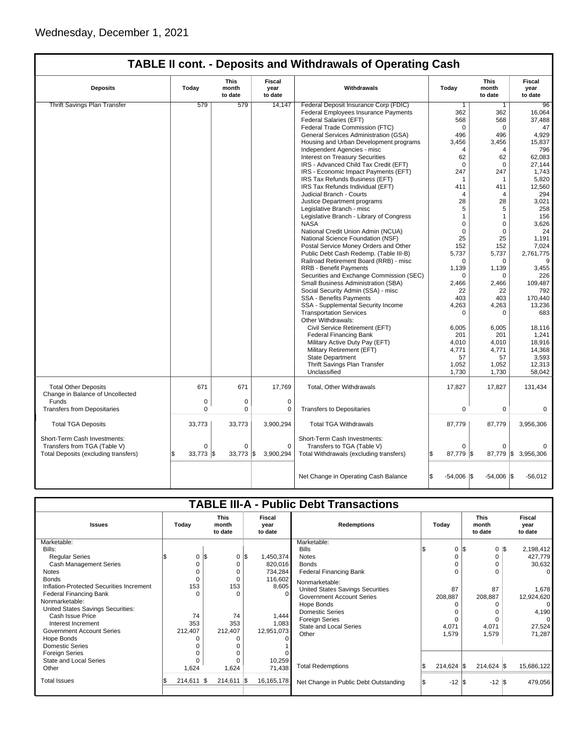Wednesday, December 1, 2021

## TABLE II cont. - Deposits and Withdrawals of Operating Cash

| Deposits | Today | This month to date | Fiscal year to date | Withdrawals | Today | This month to date | Fiscal year to date |
|---|---|---|---|---|---|---|---|
| Thrift Savings Plan Transfer | 579 | 579 | 14,147 | Federal Deposit Insurance Corp (FDIC) | 1 | 1 | 96 |
| | | | | Federal Employees Insurance Payments | 362 | 362 | 16,064 |
| | | | | Federal Salaries (EFT) | 568 | 568 | 37,488 |
| | | | | Federal Trade Commission (FTC) | 0 | 0 | 47 |
| | | | | General Services Administration (GSA) | 496 | 496 | 4,929 |
| | | | | Housing and Urban Development programs | 3,456 | 3,456 | 15,837 |
| | | | | Independent Agencies - misc | 4 | 4 | 796 |
| | | | | Interest on Treasury Securities | 62 | 62 | 62,083 |
| | | | | IRS - Advanced Child Tax Credit (EFT) | 0 | 0 | 27,144 |
| | | | | IRS - Economic Impact Payments (EFT) | 247 | 247 | 1,743 |
| | | | | IRS Tax Refunds Business (EFT) | 1 | 1 | 5,820 |
| | | | | IRS Tax Refunds Individual (EFT) | 411 | 411 | 12,560 |
| | | | | Judicial Branch - Courts | 4 | 4 | 294 |
| | | | | Justice Department programs | 28 | 28 | 3,021 |
| | | | | Legislative Branch - misc | 5 | 5 | 258 |
| | | | | Legislative Branch - Library of Congress | 1 | 1 | 156 |
| | | | | NASA | 0 | 0 | 3,626 |
| | | | | National Credit Union Admin (NCUA) | 0 | 0 | 24 |
| | | | | National Science Foundation (NSF) | 25 | 25 | 1,191 |
| | | | | Postal Service Money Orders and Other | 152 | 152 | 7,024 |
| | | | | Public Debt Cash Redemp. (Table III-B) | 5,737 | 5,737 | 2,761,775 |
| | | | | Railroad Retirement Board (RRB) - misc | 0 | 0 | 9 |
| | | | | RRB - Benefit Payments | 1,139 | 1,139 | 3,455 |
| | | | | Securities and Exchange Commission (SEC) | 0 | 0 | 226 |
| | | | | Small Business Administration (SBA) | 2,466 | 2,466 | 109,487 |
| | | | | Social Security Admin (SSA) - misc | 22 | 22 | 792 |
| | | | | SSA - Benefits Payments | 403 | 403 | 170,440 |
| | | | | SSA - Supplemental Security Income | 4,263 | 4,263 | 13,236 |
| | | | | Transportation Services | 0 | 0 | 683 |
| | | | | Other Withdrawals: | | | |
| | | | | Civil Service Retirement (EFT) | 6,005 | 6,005 | 18,116 |
| | | | | Federal Financing Bank | 201 | 201 | 1,241 |
| | | | | Military Active Duty Pay (EFT) | 4,010 | 4,010 | 18,916 |
| | | | | Military Retirement (EFT) | 4,771 | 4,771 | 14,368 |
| | | | | State Department | 57 | 57 | 3,593 |
| | | | | Thrift Savings Plan Transfer | 1,052 | 1,052 | 12,313 |
| | | | | Unclassified | 1,730 | 1,730 | 58,042 |
| Total Other Deposits | 671 | 671 | 17,769 | Total, Other Withdrawals | 17,827 | 17,827 | 131,434 |
| Change in Balance of Uncollected Funds | 0 | 0 | 0 | | | | |
| Transfers from Depositaries | 0 | 0 | 0 | Transfers to Depositaries | 0 | 0 | 0 |
| Total TGA Deposits | 33,773 | 33,773 | 3,900,294 | Total TGA Withdrawals | 87,779 | 87,779 | 3,956,306 |
| Short-Term Cash Investments: | | | | Short-Term Cash Investments: | | | |
| Transfers from TGA (Table V) | 0 | 0 | 0 | Transfers to TGA (Table V) | 0 | 0 | 0 |
| Total Deposits (excluding transfers) | $ 33,773 | $ 33,773 | $ 3,900,294 | Total Withdrawals (excluding transfers) | $ 87,779 | $ 87,779 | $ 3,956,306 |
| | | | | Net Change in Operating Cash Balance | $ -54,006 | $ -54,006 | $ -56,012 |

## TABLE III-A - Public Debt Transactions

| Issues | Today | This month to date | Fiscal year to date | Redemptions | Today | This month to date | Fiscal year to date |
|---|---|---|---|---|---|---|---|
| Marketable: | | | | Marketable: | | | |
| Bills: | | | | Bills | $ 0 | $ 0 | $ 2,198,412 |
| Regular Series | $ 0 | $ 0 | $ 1,450,374 | Notes | 0 | 0 | 427,779 |
| Cash Management Series | 0 | 0 | 820,016 | Bonds | 0 | 0 | 30,632 |
| Notes | 0 | 0 | 734,284 | Federal Financing Bank | 0 | 0 | 0 |
| Bonds | 0 | 0 | 116,602 | Nonmarketable: | | | |
| Inflation-Protected Securities Increment | 153 | 153 | 8,605 | United States Savings Securities | 87 | 87 | 1,678 |
| Federal Financing Bank | 0 | 0 | 0 | Government Account Series | 208,887 | 208,887 | 12,924,620 |
| Nonmarketable: | | | | Hope Bonds | 0 | 0 | 0 |
| United States Savings Securities: | | | | Domestic Series | 0 | 0 | 4,190 |
| Cash Issue Price | 74 | 74 | 1,444 | Foreign Series | 0 | 0 | 0 |
| Interest Increment | 353 | 353 | 1,083 | State and Local Series | 4,071 | 4,071 | 27,524 |
| Government Account Series | 212,407 | 212,407 | 12,951,073 | Other | 1,579 | 1,579 | 71,287 |
| Hope Bonds | 0 | 0 | 0 | | | | |
| Domestic Series | 0 | 0 | 1 | | | | |
| Foreign Series | 0 | 0 | 0 | | | | |
| State and Local Series | 0 | 0 | 10,259 | | | | |
| Other | 1,624 | 1,624 | 71,438 | Total Redemptions | $ 214,624 | $ 214,624 | $ 15,686,122 |
| Total Issues | $ 214,611 | $ 214,611 | $ 16,165,178 | Net Change in Public Debt Outstanding | $ -12 | $ -12 | $ 479,056 |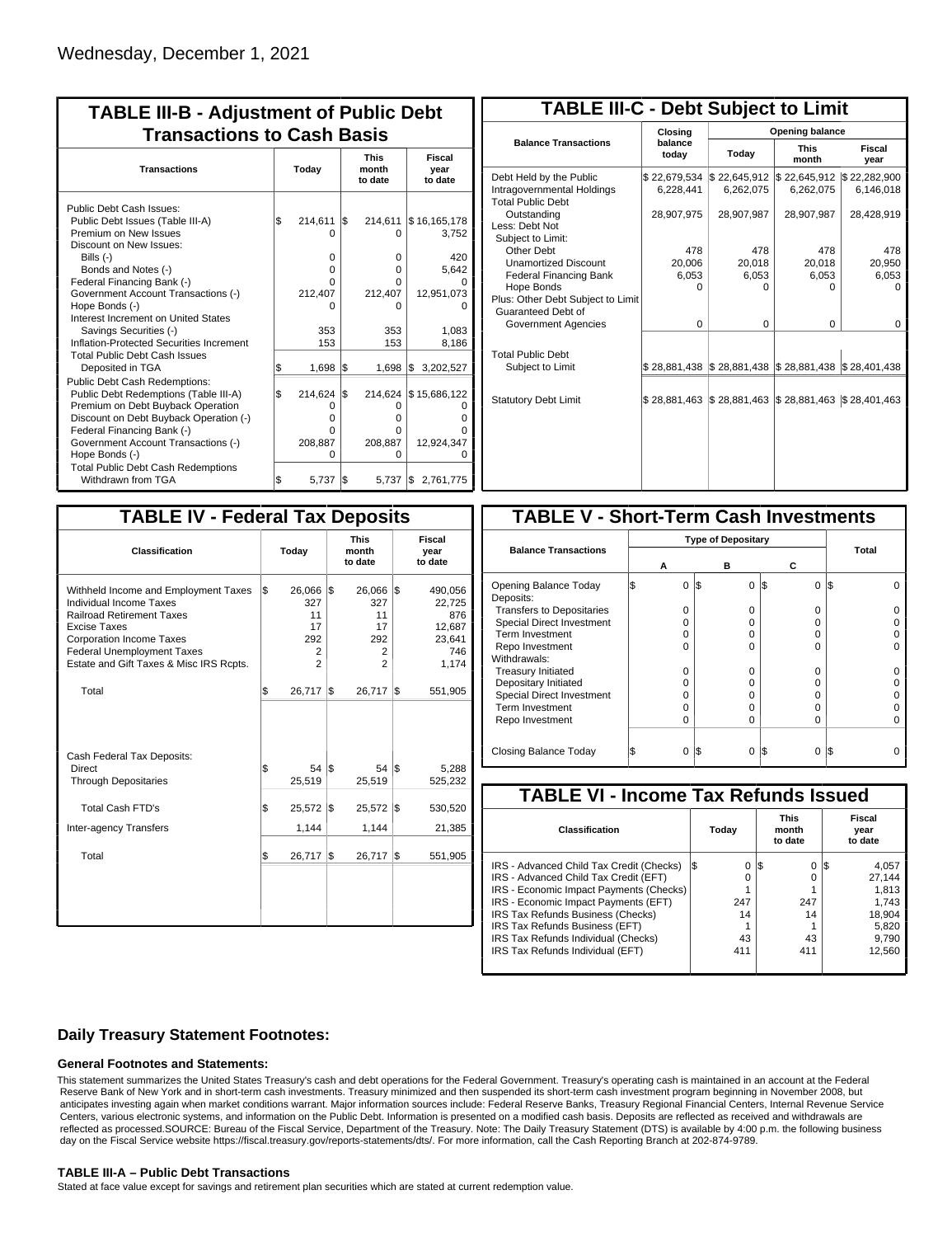Wednesday, December 1, 2021

## TABLE III-B - Adjustment of Public Debt Transactions to Cash Basis

| Transactions | Today | This month to date | Fiscal year to date |
|---|---|---|---|
| Public Debt Cash Issues: | | | |
| Public Debt Issues (Table III-A) | $ 214,611 | $ 214,611 | $ 16,165,178 |
| Premium on New Issues | 0 | 0 | 3,752 |
| Discount on New Issues: | | | |
| Bills (-) | 0 | 0 | 420 |
| Bonds and Notes (-) | 0 | 0 | 5,642 |
| Federal Financing Bank (-) | 0 | 0 | 0 |
| Government Account Transactions (-) | 212,407 | 212,407 | 12,951,073 |
| Hope Bonds (-) | 0 | 0 | 0 |
| Interest Increment on United States Savings Securities (-) | 353 | 353 | 1,083 |
| Inflation-Protected Securities Increment | 153 | 153 | 8,186 |
| Total Public Debt Cash Issues Deposited in TGA | $ 1,698 | $ 1,698 | $ 3,202,527 |
| Public Debt Cash Redemptions: | | | |
| Public Debt Redemptions (Table III-A) | $ 214,624 | $ 214,624 | $ 15,686,122 |
| Premium on Debt Buyback Operation | 0 | 0 | 0 |
| Discount on Debt Buyback Operation (-) | 0 | 0 | 0 |
| Federal Financing Bank (-) | 0 | 0 | 0 |
| Government Account Transactions (-) | 208,887 | 208,887 | 12,924,347 |
| Hope Bonds (-) | 0 | 0 | 0 |
| Total Public Debt Cash Redemptions Withdrawn from TGA | $ 5,737 | $ 5,737 | $ 2,761,775 |

## TABLE III-C - Debt Subject to Limit

| Balance Transactions | Closing balance today | Opening balance Today | Opening balance This month | Opening balance Fiscal year |
|---|---|---|---|---|
| Debt Held by the Public | $ 22,679,534 | $ 22,645,912 | $ 22,645,912 | $ 22,282,900 |
| Intragovernmental Holdings | 6,228,441 | 6,262,075 | 6,262,075 | 6,146,018 |
| Total Public Debt Outstanding | 28,907,975 | 28,907,987 | 28,907,987 | 28,428,919 |
| Less: Debt Not Subject to Limit: | | | | |
| Other Debt | 478 | 478 | 478 | 478 |
| Unamortized Discount | 20,006 | 20,018 | 20,018 | 20,950 |
| Federal Financing Bank | 6,053 | 6,053 | 6,053 | 6,053 |
| Hope Bonds | 0 | 0 | 0 | 0 |
| Plus: Other Debt Subject to Limit Guaranteed Debt of Government Agencies | 0 | 0 | 0 | 0 |
| Total Public Debt Subject to Limit | $ 28,881,438 | $ 28,881,438 | $ 28,881,438 | $ 28,401,438 |
| Statutory Debt Limit | $ 28,881,463 | $ 28,881,463 | $ 28,881,463 | $ 28,401,463 |

## TABLE IV - Federal Tax Deposits

| Classification | Today | This month to date | Fiscal year to date |
|---|---|---|---|
| Withheld Income and Employment Taxes | $ 26,066 | $ 26,066 | $ 490,056 |
| Individual Income Taxes | 327 | 327 | 22,725 |
| Railroad Retirement Taxes | 11 | 11 | 876 |
| Excise Taxes | 17 | 17 | 12,687 |
| Corporation Income Taxes | 292 | 292 | 23,641 |
| Federal Unemployment Taxes | 2 | 2 | 746 |
| Estate and Gift Taxes & Misc IRS Rcpts. | 2 | 2 | 1,174 |
| Total | $ 26,717 | $ 26,717 | $ 551,905 |
| Cash Federal Tax Deposits: | | | |
| Direct | $ 54 | $ 54 | $ 5,288 |
| Through Depositaries | 25,519 | 25,519 | 525,232 |
| Total Cash FTD's | $ 25,572 | $ 25,572 | $ 530,520 |
| Inter-agency Transfers | 1,144 | 1,144 | 21,385 |
| Total | $ 26,717 | $ 26,717 | $ 551,905 |

## TABLE V - Short-Term Cash Investments

| Balance Transactions | Type of Depositary A | B | C | Total |
|---|---|---|---|---|
| Opening Balance Today | $ 0 | $ 0 | $ 0 | $ 0 |
| Deposits: | | | | |
| Transfers to Depositaries | 0 | 0 | 0 | 0 |
| Special Direct Investment | 0 | 0 | 0 | 0 |
| Term Investment | 0 | 0 | 0 | 0 |
| Repo Investment | 0 | 0 | 0 | 0 |
| Withdrawals: | | | | |
| Treasury Initiated | 0 | 0 | 0 | 0 |
| Depositary Initiated | 0 | 0 | 0 | 0 |
| Special Direct Investment | 0 | 0 | 0 | 0 |
| Term Investment | 0 | 0 | 0 | 0 |
| Repo Investment | 0 | 0 | 0 | 0 |
| Closing Balance Today | $ 0 | $ 0 | $ 0 | $ 0 |

## TABLE VI - Income Tax Refunds Issued

| Classification | Today | This month to date | Fiscal year to date |
|---|---|---|---|
| IRS - Advanced Child Tax Credit (Checks) | $ 0 | $ 0 | $ 4,057 |
| IRS - Advanced Child Tax Credit (EFT) | 0 | 0 | 27,144 |
| IRS - Economic Impact Payments (Checks) | 1 | 1 | 1,813 |
| IRS - Economic Impact Payments (EFT) | 247 | 247 | 1,743 |
| IRS Tax Refunds Business (Checks) | 14 | 14 | 18,904 |
| IRS Tax Refunds Business (EFT) | 1 | 1 | 5,820 |
| IRS Tax Refunds Individual (Checks) | 43 | 43 | 9,790 |
| IRS Tax Refunds Individual (EFT) | 411 | 411 | 12,560 |

### Daily Treasury Statement Footnotes:

#### General Footnotes and Statements:

This statement summarizes the United States Treasury's cash and debt operations for the Federal Government. Treasury's operating cash is maintained in an account at the Federal Reserve Bank of New York and in short-term cash investments. Treasury minimized and then suspended its short-term cash investment program beginning in November 2008, but anticipates investing again when market conditions warrant. Major information sources include: Federal Reserve Banks, Treasury Regional Financial Centers, Internal Revenue Service Centers, various electronic systems, and information on the Public Debt. Information is presented on a modified cash basis. Deposits are reflected as received and withdrawals are reflected as processed.SOURCE: Bureau of the Fiscal Service, Department of the Treasury. Note: The Daily Treasury Statement (DTS) is available by 4:00 p.m. the following business day on the Fiscal Service website https://fiscal.treasury.gov/reports-statements/dts/. For more information, call the Cash Reporting Branch at 202-874-9789.

#### TABLE III-A – Public Debt Transactions

Stated at face value except for savings and retirement plan securities which are stated at current redemption value.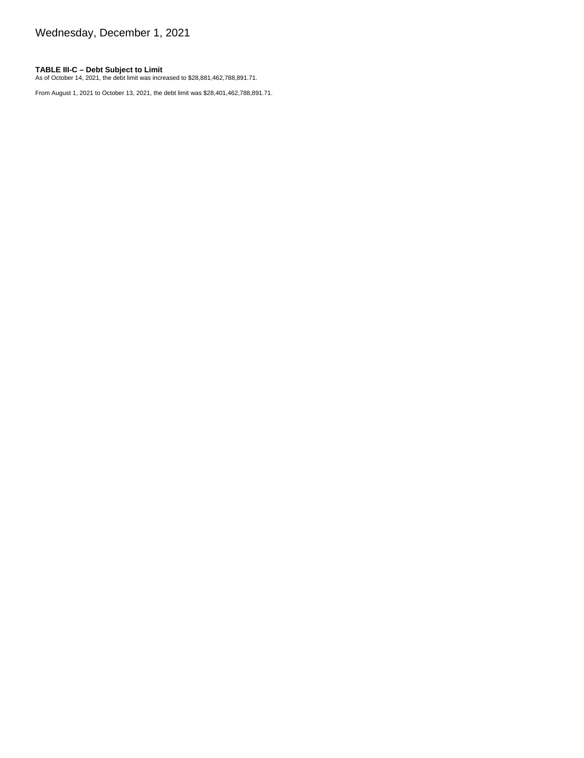Wednesday, December 1, 2021

**TABLE III-C – Debt Subject to Limit**

As of October 14, 2021, the debt limit was increased to $28,881,462,788,891.71.

From August 1, 2021 to October 13, 2021, the debt limit was $28,401,462,788,891.71.